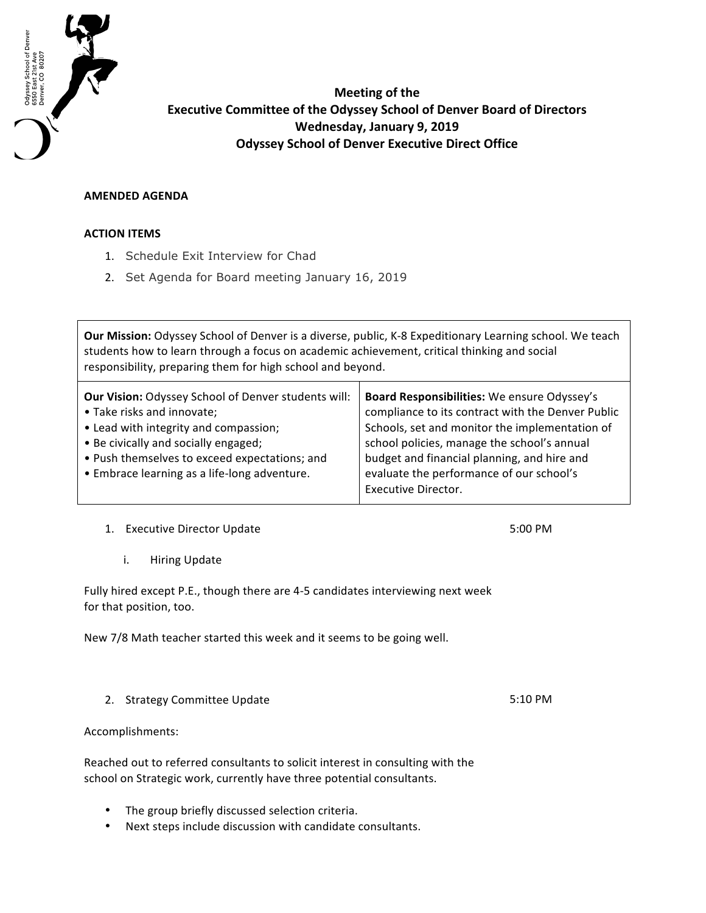Odyssey School of Denver
6550 East 21st Ave
Denver, CO 80207

# Meeting of the Executive Committee of the Odyssey School of Denver Board of Directors

**Wednesday, January 9, 2019**

**Odyssey School of Denver Executive Direct Office**

**AMENDED AGENDA**

**ACTION ITEMS**

1. Schedule Exit Interview for Chad
2. Set Agenda for Board meeting January 16, 2019

| **Our Mission:** Odyssey School of Denver is a diverse, public, K-8 Expeditionary Learning school. We teach students how to learn through a focus on academic achievement, critical thinking and social responsibility, preparing them for high school and beyond. | |
|---|---|
| **Our Vision:** Odyssey School of Denver students will:<br>• Take risks and innovate;<br>• Lead with integrity and compassion;<br>• Be civically and socially engaged;<br>• Push themselves to exceed expectations; and<br>• Embrace learning as a life-long adventure. | **Board Responsibilities:** We ensure Odyssey's compliance to its contract with the Denver Public Schools, set and monitor the implementation of school policies, manage the school's annual budget and financial planning, and hire and evaluate the performance of our school's Executive Director. |

1. Executive Director Update — 5:00 PM

   i. Hiring Update

Fully hired except P.E., though there are 4-5 candidates interviewing next week for that position, too.

New 7/8 Math teacher started this week and it seems to be going well.

2. Strategy Committee Update — 5:10 PM

Accomplishments:

Reached out to referred consultants to solicit interest in consulting with the school on Strategic work, currently have three potential consultants.

- The group briefly discussed selection criteria.
- Next steps include discussion with candidate consultants.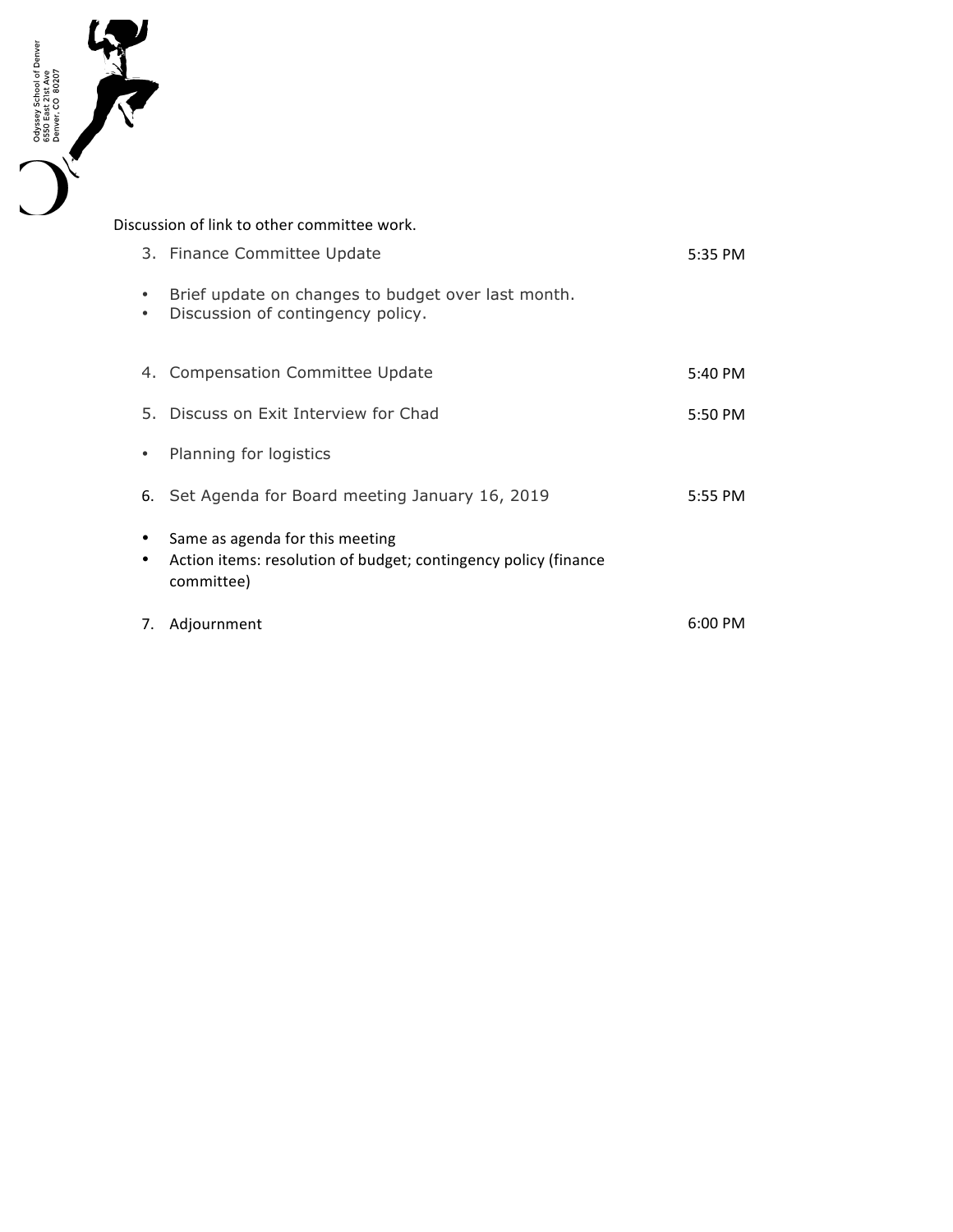Discussion of link to other committee work.

3. Finance Committee Update — 5:35 PM

- Brief update on changes to budget over last month.
- Discussion of contingency policy.

4. Compensation Committee Update — 5:40 PM

5. Discuss on Exit Interview for Chad — 5:50 PM

- Planning for logistics

6. Set Agenda for Board meeting January 16, 2019 — 5:55 PM

- Same as agenda for this meeting
- Action items: resolution of budget; contingency policy (finance committee)

7. Adjournment — 6:00 PM